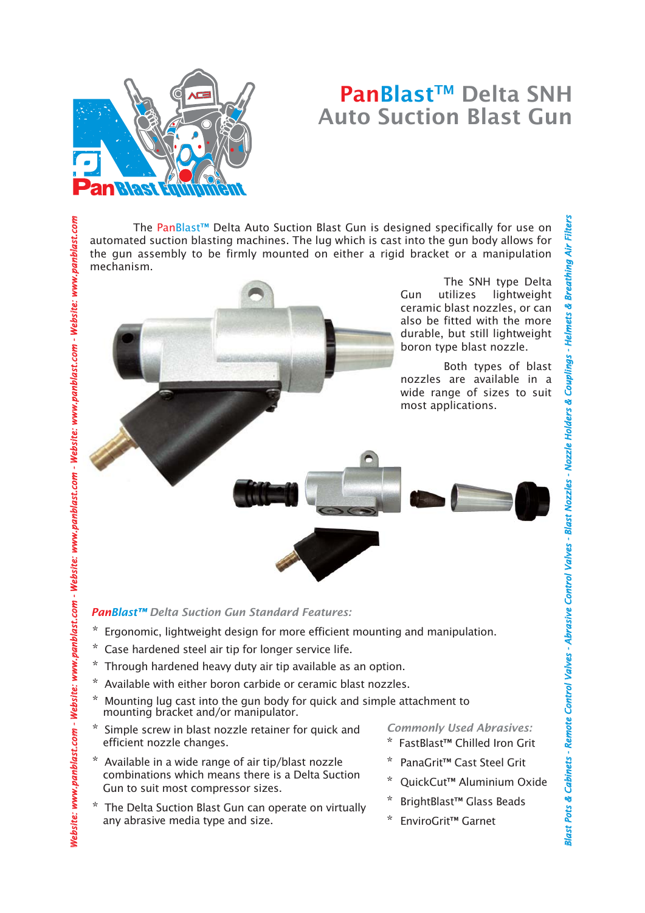# PanBlast™ Delta SNH Auto Suction Blast Gun

The PanBlast™ Delta Auto Suction Blast Gun is designed specifically for use on automated suction blasting machines. The lug which is cast into the gun body allows for the gun assembly to be firmly mounted on either a rigid bracket or a manipulation mechanism.

The SNH type Delta Gun utilizes lightweight ceramic blast nozzles, or can also be fitted with the more durable, but still lightweight boron type blast nozzle.

Both types of blast nozzles are available in a wide range of sizes to suit most applications.

### *PanBlast™ Delta Suction Gun Standard Features:*

* Ergonomic, lightweight design for more efficient mounting and manipulation.
* Case hardened steel air tip for longer service life.
* Through hardened heavy duty air tip available as an option.
* Available with either boron carbide or ceramic blast nozzles.
* Mounting lug cast into the gun body for quick and simple attachment to mounting bracket and/or manipulator.
* Simple screw in blast nozzle retainer for quick and efficient nozzle changes.
* Available in a wide range of air tip/blast nozzle combinations which means there is a Delta Suction Gun to suit most compressor sizes.
* The Delta Suction Blast Gun can operate on virtually any abrasive media type and size.

### *Commonly Used Abrasives:*

* FastBlast™ Chilled Iron Grit
* PanaGrit™ Cast Steel Grit
* QuickCut™ Aluminium Oxide
* BrightBlast™ Glass Beads
* EnviroGrit™ Garnet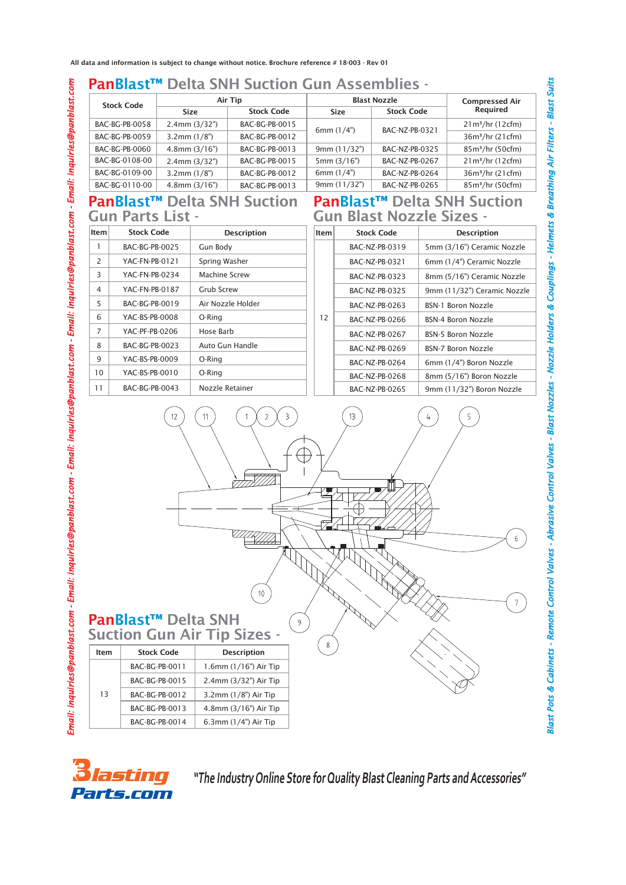All data and information is subject to change without notice. Brochure reference # 18-003 - Rev 01

## PanBlast™ Delta SNH Suction Gun Assemblies -

| Stock Code | Air Tip | | Blast Nozzle | | Compressed Air Required |
|---|---|---|---|---|---|
| | Size | Stock Code | Size | Stock Code | |
| BAC-BG-PB-0058 | 2.4mm (3/32") | BAC-BG-PB-0015 | 6mm (1/4") | BAC-NZ-PB-0321 | 21m³/hr (12cfm) |
| BAC-BG-PB-0059 | 3.2mm (1/8") | BAC-BG-PB-0012 | | | 36m³/hr (21cfm) |
| BAC-BG-PB-0060 | 4.8mm (3/16") | BAC-BG-PB-0013 | 9mm (11/32") | BAC-NZ-PB-0325 | 85m³/hr (50cfm) |
| BAC-BG-0108-00 | 2.4mm (3/32") | BAC-BG-PB-0015 | 5mm (3/16") | BAC-NZ-PB-0267 | 21m³/hr (12cfm) |
| BAC-BG-0109-00 | 3.2mm (1/8") | BAC-BG-PB-0012 | 6mm (1/4") | BAC-NZ-PB-0264 | 36m³/hr (21cfm) |
| BAC-BG-0110-00 | 4.8mm (3/16") | BAC-BG-PB-0013 | 9mm (11/32") | BAC-NZ-PB-0265 | 85m³/hr (50cfm) |

## PanBlast™ Delta SNH Suction Gun Parts List -

| Item | Stock Code | Description |
|---|---|---|
| 1 | BAC-BG-PB-0025 | Gun Body |
| 2 | YAC-FN-PB-0121 | Spring Washer |
| 3 | YAC-FN-PB-0234 | Machine Screw |
| 4 | YAC-FN-PB-0187 | Grub Screw |
| 5 | BAC-BG-PB-0019 | Air Nozzle Holder |
| 6 | YAC-BS-PB-0008 | O-Ring |
| 7 | YAC-PF-PB-0206 | Hose Barb |
| 8 | BAC-BG-PB-0023 | Auto Gun Handle |
| 9 | YAC-BS-PB-0009 | O-Ring |
| 10 | YAC-BS-PB-0010 | O-Ring |
| 11 | BAC-BG-PB-0043 | Nozzle Retainer |

## PanBlast™ Delta SNH Suction Gun Blast Nozzle Sizes -

| Item | Stock Code | Description |
|---|---|---|
| 12 | BAC-NZ-PB-0319 | 5mm (3/16") Ceramic Nozzle |
| | BAC-NZ-PB-0321 | 6mm (1/4") Ceramic Nozzle |
| | BAC-NZ-PB-0323 | 8mm (5/16") Ceramic Nozzle |
| | BAC-NZ-PB-0325 | 9mm (11/32") Ceramic Nozzle |
| | BAC-NZ-PB-0263 | BSN-1 Boron Nozzle |
| | BAC-NZ-PB-0266 | BSN-4 Boron Nozzle |
| | BAC-NZ-PB-0267 | BSN-5 Boron Nozzle |
| | BAC-NZ-PB-0269 | BSN-7 Boron Nozzle |
| | BAC-NZ-PB-0264 | 6mm (1/4") Boron Nozzle |
| | BAC-NZ-PB-0268 | 8mm (5/16") Boron Nozzle |
| | BAC-NZ-PB-0265 | 9mm (11/32") Boron Nozzle |

12 11 1 2 3 13 4 5 6 7 10 9 8

## PanBlast™ Delta SNH Suction Gun Air Tip Sizes -

| Item | Stock Code | Description |
|---|---|---|
| 13 | BAC-BG-PB-0011 | 1.6mm (1/16") Air Tip |
| | BAC-BG-PB-0015 | 2.4mm (3/32") Air Tip |
| | BAC-BG-PB-0012 | 3.2mm (1/8") Air Tip |
| | BAC-BG-PB-0013 | 4.8mm (3/16") Air Tip |
| | BAC-BG-PB-0014 | 6.3mm (1/4") Air Tip |

BlastingParts.com

*"The Industry Online Store for Quality Blast Cleaning Parts and Accessories"*

Email: inquiries@panblast.com - Email: inquiries@panblast.com - Email: inquiries@panblast.com - Email: inquiries@panblast.com - Email: inquiries@panblast.com

Blast Pots & Cabinets - Remote Control Valves - Abrasive Control Valves - Blast Nozzles - Nozzle Holders & Couplings - Helmets & Breathing Air Filters - Blast Suits